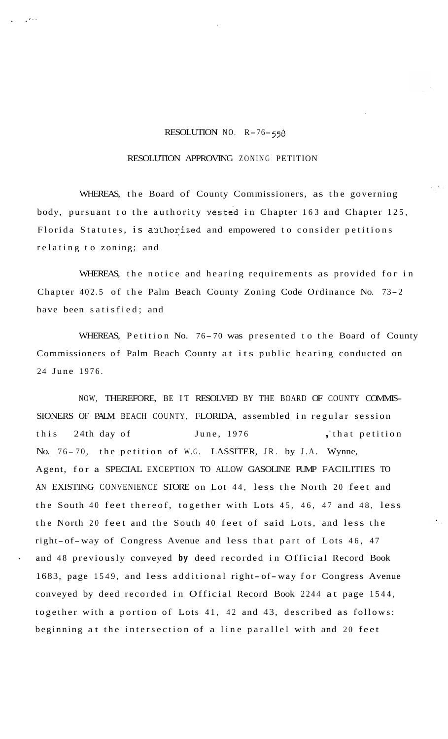# RESOLUTION NO. R-76-558

## RESOLUTION APPROVING ZONING PETITION

WHEREAS, the Board of County Commissioners, as the governing body, pursuant to the authority vested in Chapter 163 and Chapter 125, Florida Statutes, is authorized and empowered to consider petitions relating to zoning; and

WHEREAS, the notice and hearing requirements as provided for in Chapter 402.5 of the Palm Beach County Zoning Code Ordinance No. 73-2 have been satisfied; and

WHEREAS, Petition No. 76-70 was presented to the Board of County Commissioners of Palm Beach County at its public hearing conducted on 24 June 1976.

NOW, THEREFORE, BE IT RESOLVED BY THE BOARD OF COUNTY COMMISSIONERS OF PALM BEACH COUNTY, FLORIDA, assembled in regular session this 24th day of June, 1976, that petition No. 76-70, the petition of W.G. LASSITER, JR. by J.A. Wynne, Agent, for a SPECIAL EXCEPTION TO ALLOW GASOLINE PUMP FACILITIES TO AN EXISTING CONVENIENCE STORE on Lot 44, less the North 20 feet and the South 40 feet thereof, together with Lots 45, 46, 47 and 48, less the North 20 feet and the South 40 feet of said Lots, and less the right-of-way of Congress Avenue and less that part of Lots 46, 47 and 48 previously conveyed by deed recorded in Official Record Book 1683, page 1549, and less additional right-of-way for Congress Avenue conveyed by deed recorded in Official Record Book 2244 at page 1544, together with a portion of Lots 41, 42 and 43, described as follows: beginning at the intersection of a line parallel with and 20 feet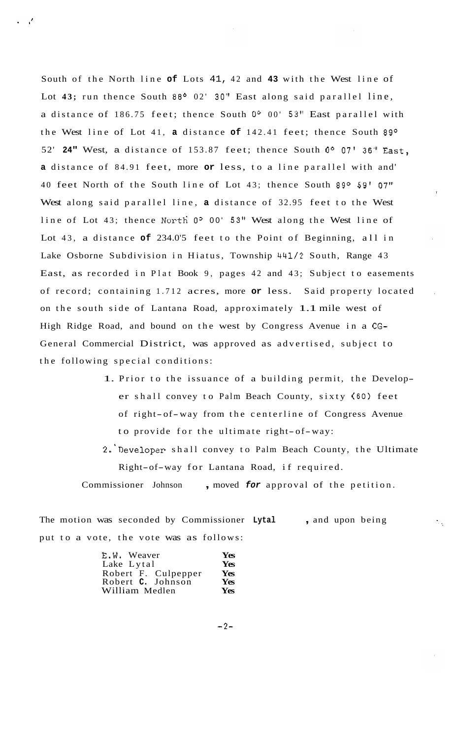South of the North line of Lots 41, 42 and 43 with the West line of Lot 43; run thence South 88° 02' 30" East along said parallel line, a distance of 186.75 feet; thence South 0° 00' 53" East parallel with the West line of Lot 41, a distance of 142.41 feet; thence South 89° 52' 24" West, a distance of 153.87 feet; thence South 0° 07' 36" East, a distance of 84.91 feet, more or less, to a line parallel with and 40 feet North of the South line of Lot 43; thence South 89° 59' 07" West along said parallel line, a distance of 32.95 feet to the West line of Lot 43; thence North 0° 00' 53" West along the West line of Lot 43, a distance of 234.05 feet to the Point of Beginning, all in Lake Osborne Subdivision in Hiatus, Township 44 1/2 South, Range 43 East, as recorded in Plat Book 9, pages 42 and 43; Subject to easements of record; containing 1.712 acres, more or less. Said property located on the south side of Lantana Road, approximately 1.1 mile west of High Ridge Road, and bound on the west by Congress Avenue in a CG-General Commercial District, was approved as advertised, subject to the following special conditions:

1. Prior to the issuance of a building permit, the Developer shall convey to Palm Beach County, sixty (60) feet of right-of-way from the centerline of Congress Avenue to provide for the ultimate right-of-way:
2. Developer shall convey to Palm Beach County, the Ultimate Right-of-way for Lantana Road, if required.

Commissioner Johnson, moved for approval of the petition.

The motion was seconded by Commissioner Lytal, and upon being put to a vote, the vote was as follows:

| | |
|---|---|
| E.W. Weaver | Yes |
| Lake Lytal | Yes |
| Robert F. Culpepper | Yes |
| Robert C. Johnson | Yes |
| William Medlen | Yes |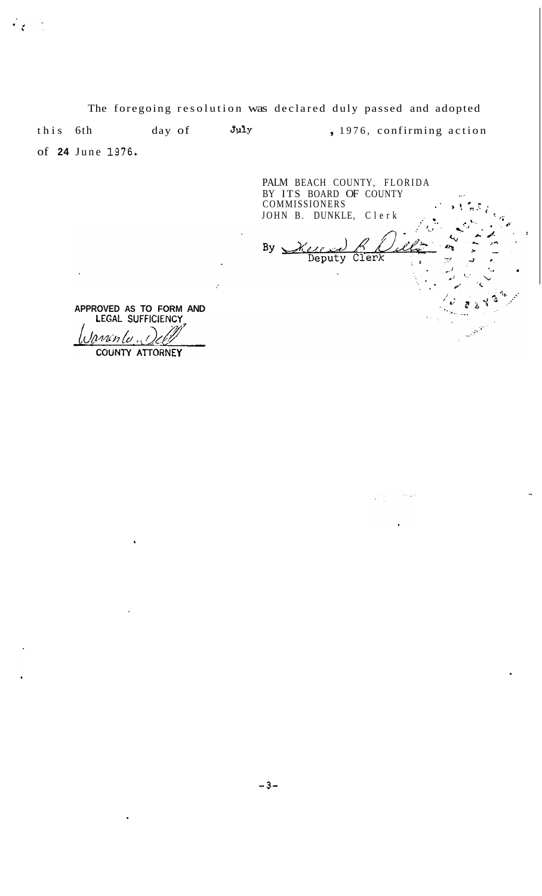The foregoing resolution was declared duly passed and adopted this 6th day of July, 1976, confirming action of 24 June 1976.

PALM BEACH COUNTY, FLORIDA
BY ITS BOARD OF COUNTY COMMISSIONERS
JOHN B. DUNKLE, Clerk

By ______________________
Deputy Clerk

APPROVED AS TO FORM AND LEGAL SUFFICIENCY

______________________
COUNTY ATTORNEY